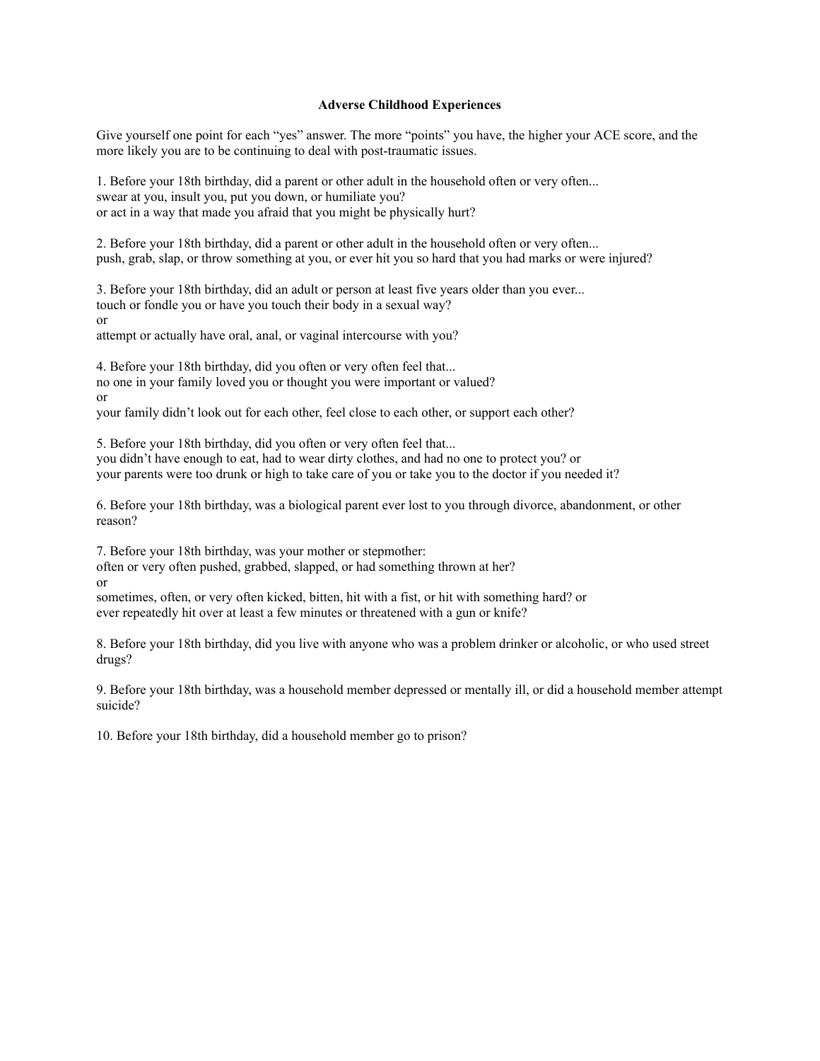# Adverse Childhood Experiences

Give yourself one point for each "yes" answer. The more "points" you have, the higher your ACE score, and the more likely you are to be continuing to deal with post-traumatic issues.

1. Before your 18th birthday, did a parent or other adult in the household often or very often...
swear at you, insult you, put you down, or humiliate you?
or act in a way that made you afraid that you might be physically hurt?

2. Before your 18th birthday, did a parent or other adult in the household often or very often...
push, grab, slap, or throw something at you, or ever hit you so hard that you had marks or were injured?

3. Before your 18th birthday, did an adult or person at least five years older than you ever...
touch or fondle you or have you touch their body in a sexual way?
or
attempt or actually have oral, anal, or vaginal intercourse with you?

4. Before your 18th birthday, did you often or very often feel that...
no one in your family loved you or thought you were important or valued?
or
your family didn't look out for each other, feel close to each other, or support each other?

5. Before your 18th birthday, did you often or very often feel that...
you didn't have enough to eat, had to wear dirty clothes, and had no one to protect you? or
your parents were too drunk or high to take care of you or take you to the doctor if you needed it?

6. Before your 18th birthday, was a biological parent ever lost to you through divorce, abandonment, or other reason?

7. Before your 18th birthday, was your mother or stepmother:
often or very often pushed, grabbed, slapped, or had something thrown at her?
or
sometimes, often, or very often kicked, bitten, hit with a fist, or hit with something hard? or
ever repeatedly hit over at least a few minutes or threatened with a gun or knife?

8. Before your 18th birthday, did you live with anyone who was a problem drinker or alcoholic, or who used street drugs?

9. Before your 18th birthday, was a household member depressed or mentally ill, or did a household member attempt suicide?

10. Before your 18th birthday, did a household member go to prison?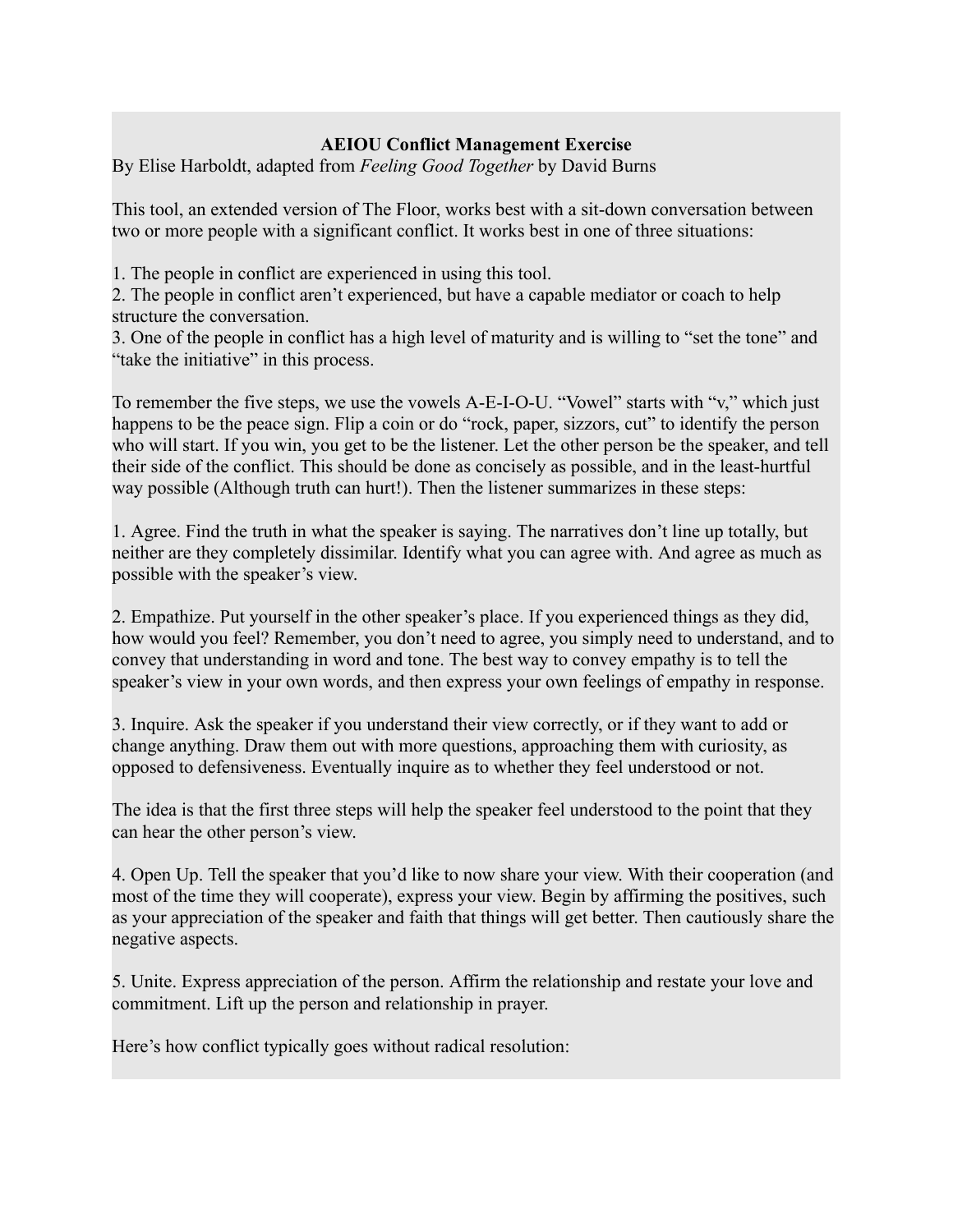**AEIOU Conflict Management Exercise**

By Elise Harboldt, adapted from *Feeling Good Together* by David Burns

This tool, an extended version of The Floor, works best with a sit-down conversation between two or more people with a significant conflict. It works best in one of three situations:

1. The people in conflict are experienced in using this tool.
2. The people in conflict aren't experienced, but have a capable mediator or coach to help structure the conversation.
3. One of the people in conflict has a high level of maturity and is willing to "set the tone" and "take the initiative" in this process.

To remember the five steps, we use the vowels A-E-I-O-U. "Vowel" starts with "v," which just happens to be the peace sign. Flip a coin or do "rock, paper, sizzors, cut" to identify the person who will start. If you win, you get to be the listener. Let the other person be the speaker, and tell their side of the conflict. This should be done as concisely as possible, and in the least-hurtful way possible (Although truth can hurt!). Then the listener summarizes in these steps:

1. Agree. Find the truth in what the speaker is saying. The narratives don't line up totally, but neither are they completely dissimilar. Identify what you can agree with. And agree as much as possible with the speaker's view.

2. Empathize. Put yourself in the other speaker's place. If you experienced things as they did, how would you feel? Remember, you don't need to agree, you simply need to understand, and to convey that understanding in word and tone. The best way to convey empathy is to tell the speaker's view in your own words, and then express your own feelings of empathy in response.

3. Inquire. Ask the speaker if you understand their view correctly, or if they want to add or change anything. Draw them out with more questions, approaching them with curiosity, as opposed to defensiveness. Eventually inquire as to whether they feel understood or not.

The idea is that the first three steps will help the speaker feel understood to the point that they can hear the other person's view.

4. Open Up. Tell the speaker that you'd like to now share your view. With their cooperation (and most of the time they will cooperate), express your view. Begin by affirming the positives, such as your appreciation of the speaker and faith that things will get better. Then cautiously share the negative aspects.

5. Unite. Express appreciation of the person. Affirm the relationship and restate your love and commitment. Lift up the person and relationship in prayer.

Here's how conflict typically goes without radical resolution: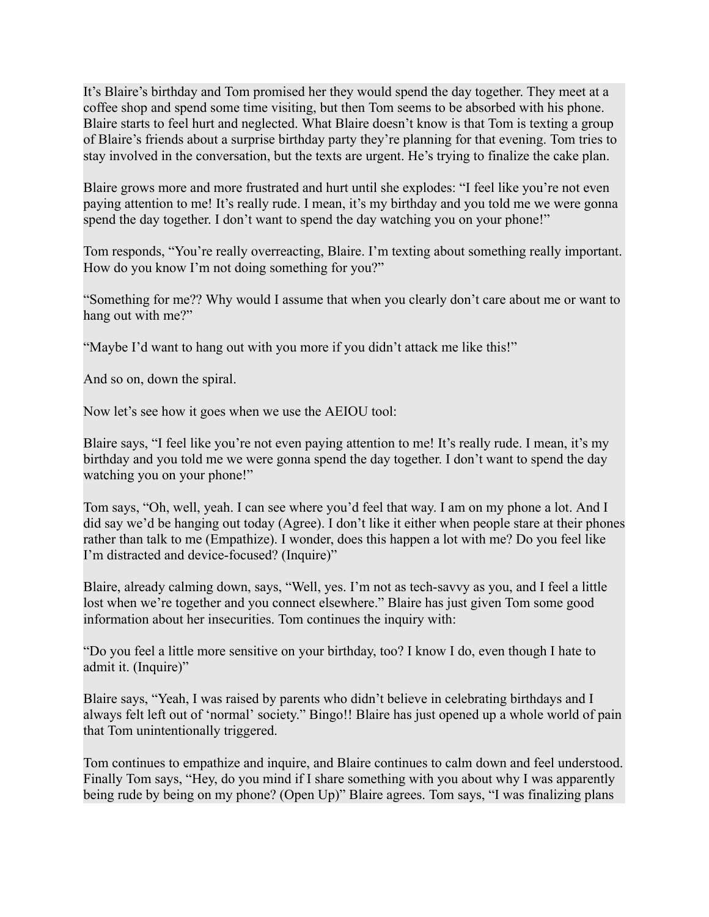It's Blaire's birthday and Tom promised her they would spend the day together. They meet at a coffee shop and spend some time visiting, but then Tom seems to be absorbed with his phone. Blaire starts to feel hurt and neglected. What Blaire doesn't know is that Tom is texting a group of Blaire's friends about a surprise birthday party they're planning for that evening. Tom tries to stay involved in the conversation, but the texts are urgent. He's trying to finalize the cake plan.

Blaire grows more and more frustrated and hurt until she explodes: "I feel like you're not even paying attention to me! It's really rude. I mean, it's my birthday and you told me we were gonna spend the day together. I don't want to spend the day watching you on your phone!"

Tom responds, "You're really overreacting, Blaire. I'm texting about something really important. How do you know I'm not doing something for you?"

"Something for me?? Why would I assume that when you clearly don't care about me or want to hang out with me?"

"Maybe I'd want to hang out with you more if you didn't attack me like this!"

And so on, down the spiral.

Now let's see how it goes when we use the AEIOU tool:

Blaire says, "I feel like you're not even paying attention to me! It's really rude. I mean, it's my birthday and you told me we were gonna spend the day together. I don't want to spend the day watching you on your phone!"

Tom says, "Oh, well, yeah. I can see where you'd feel that way. I am on my phone a lot. And I did say we'd be hanging out today (Agree). I don't like it either when people stare at their phones rather than talk to me (Empathize). I wonder, does this happen a lot with me? Do you feel like I'm distracted and device-focused? (Inquire)"

Blaire, already calming down, says, "Well, yes. I'm not as tech-savvy as you, and I feel a little lost when we're together and you connect elsewhere." Blaire has just given Tom some good information about her insecurities. Tom continues the inquiry with:

"Do you feel a little more sensitive on your birthday, too? I know I do, even though I hate to admit it. (Inquire)"

Blaire says, "Yeah, I was raised by parents who didn't believe in celebrating birthdays and I always felt left out of 'normal' society." Bingo!! Blaire has just opened up a whole world of pain that Tom unintentionally triggered.

Tom continues to empathize and inquire, and Blaire continues to calm down and feel understood. Finally Tom says, "Hey, do you mind if I share something with you about why I was apparently being rude by being on my phone? (Open Up)" Blaire agrees. Tom says, "I was finalizing plans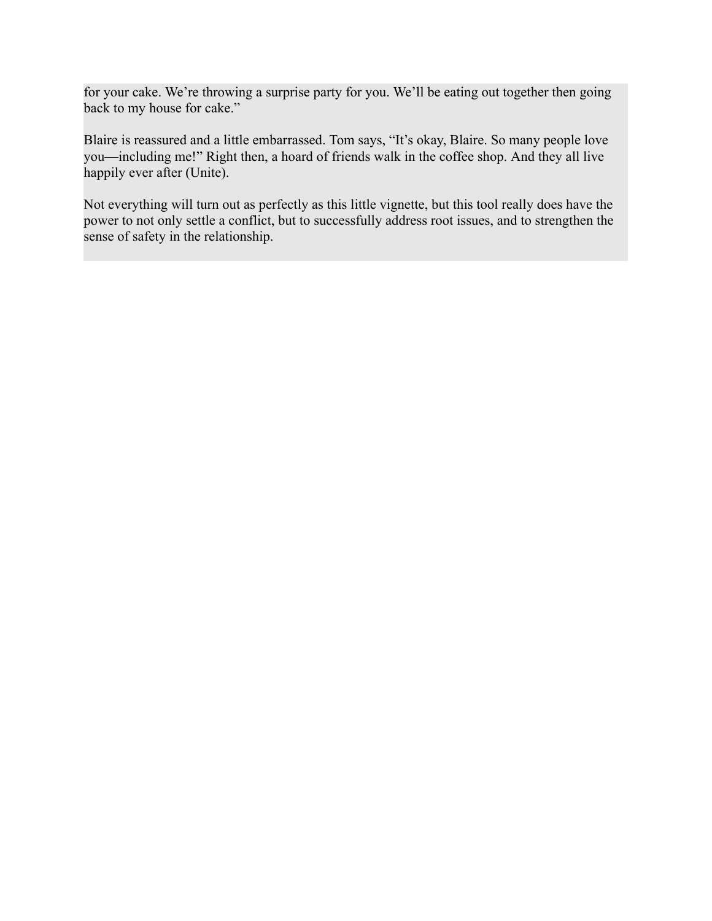for your cake. We’re throwing a surprise party for you. We’ll be eating out together then going back to my house for cake.”

Blaire is reassured and a little embarrassed. Tom says, “It’s okay, Blaire. So many people love you—including me!” Right then, a hoard of friends walk in the coffee shop. And they all live happily ever after (Unite).

Not everything will turn out as perfectly as this little vignette, but this tool really does have the power to not only settle a conflict, but to successfully address root issues, and to strengthen the sense of safety in the relationship.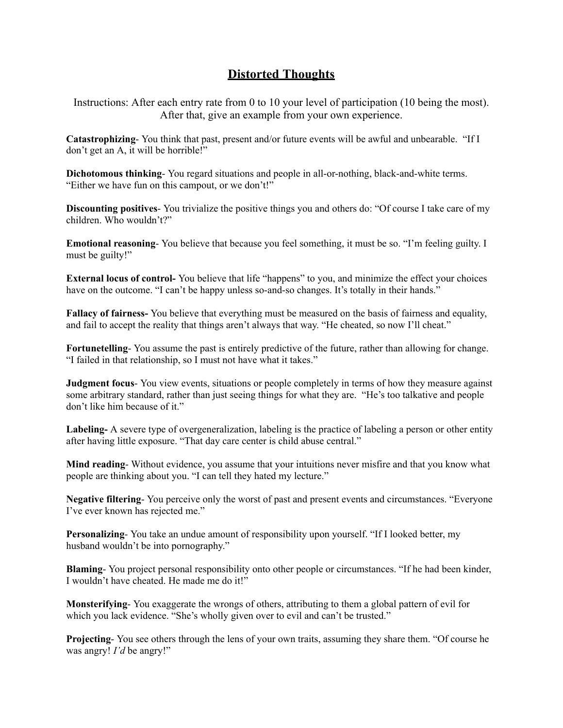# Distorted Thoughts

Instructions: After each entry rate from 0 to 10 your level of participation (10 being the most). After that, give an example from your own experience.

**Catastrophizing**- You think that past, present and/or future events will be awful and unbearable. "If I don't get an A, it will be horrible!"

**Dichotomous thinking**- You regard situations and people in all-or-nothing, black-and-white terms. "Either we have fun on this campout, or we don't!"

**Discounting positives**- You trivialize the positive things you and others do: "Of course I take care of my children. Who wouldn't?"

**Emotional reasoning**- You believe that because you feel something, it must be so. "I'm feeling guilty. I must be guilty!"

**External locus of control-** You believe that life "happens" to you, and minimize the effect your choices have on the outcome. "I can't be happy unless so-and-so changes. It's totally in their hands."

**Fallacy of fairness-** You believe that everything must be measured on the basis of fairness and equality, and fail to accept the reality that things aren't always that way. "He cheated, so now I'll cheat."

**Fortunetelling**- You assume the past is entirely predictive of the future, rather than allowing for change. "I failed in that relationship, so I must not have what it takes."

**Judgment focus**- You view events, situations or people completely in terms of how they measure against some arbitrary standard, rather than just seeing things for what they are. "He's too talkative and people don't like him because of it."

**Labeling-** A severe type of overgeneralization, labeling is the practice of labeling a person or other entity after having little exposure. "That day care center is child abuse central."

**Mind reading**- Without evidence, you assume that your intuitions never misfire and that you know what people are thinking about you. "I can tell they hated my lecture."

**Negative filtering**- You perceive only the worst of past and present events and circumstances. "Everyone I've ever known has rejected me."

**Personalizing**- You take an undue amount of responsibility upon yourself. "If I looked better, my husband wouldn't be into pornography."

**Blaming**- You project personal responsibility onto other people or circumstances. "If he had been kinder, I wouldn't have cheated. He made me do it!"

**Monsterifying**- You exaggerate the wrongs of others, attributing to them a global pattern of evil for which you lack evidence. "She's wholly given over to evil and can't be trusted."

**Projecting**- You see others through the lens of your own traits, assuming they share them. "Of course he was angry! *I'd* be angry!"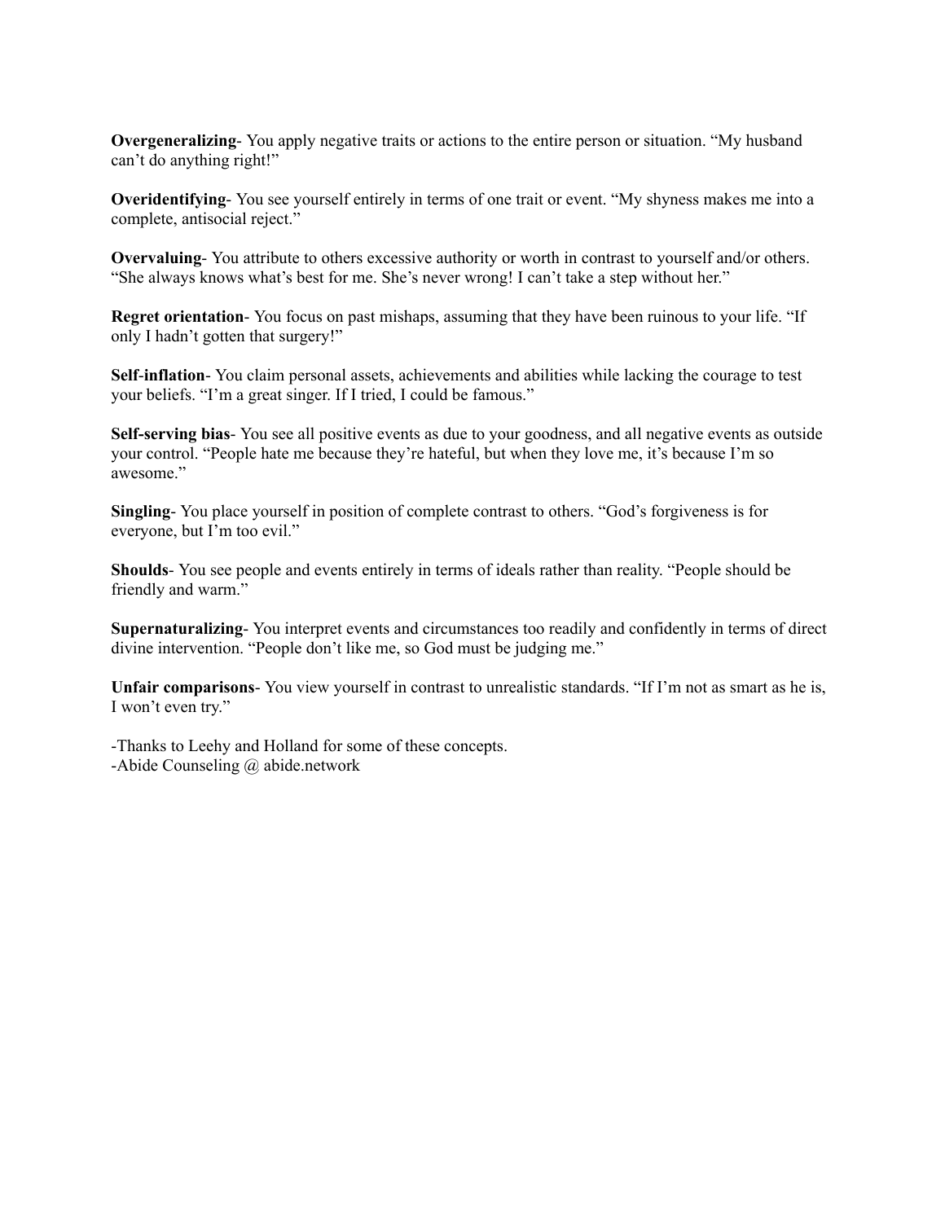**Overgeneralizing**- You apply negative traits or actions to the entire person or situation. "My husband can't do anything right!"

**Overidentifying**- You see yourself entirely in terms of one trait or event. "My shyness makes me into a complete, antisocial reject."

**Overvaluing**- You attribute to others excessive authority or worth in contrast to yourself and/or others. "She always knows what's best for me. She's never wrong! I can't take a step without her."

**Regret orientation**- You focus on past mishaps, assuming that they have been ruinous to your life. "If only I hadn't gotten that surgery!"

**Self-inflation**- You claim personal assets, achievements and abilities while lacking the courage to test your beliefs. "I'm a great singer. If I tried, I could be famous."

**Self-serving bias**- You see all positive events as due to your goodness, and all negative events as outside your control. "People hate me because they're hateful, but when they love me, it's because I'm so awesome."

**Singling**- You place yourself in position of complete contrast to others. "God's forgiveness is for everyone, but I'm too evil."

**Shoulds**- You see people and events entirely in terms of ideals rather than reality. "People should be friendly and warm."

**Supernaturalizing**- You interpret events and circumstances too readily and confidently in terms of direct divine intervention. "People don't like me, so God must be judging me."

**Unfair comparisons**- You view yourself in contrast to unrealistic standards. "If I'm not as smart as he is, I won't even try."

-Thanks to Leehy and Holland for some of these concepts.
-Abide Counseling @ abide.network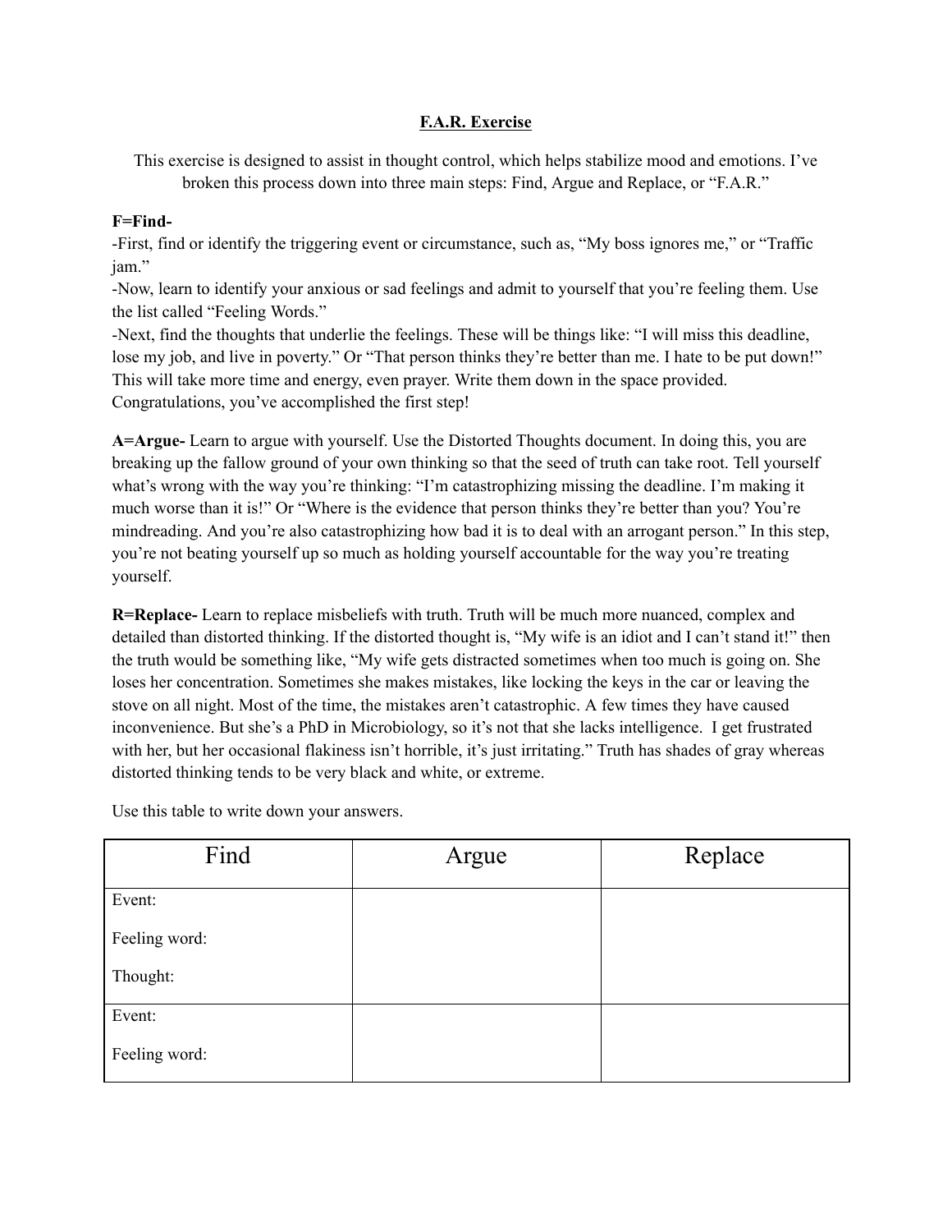# F.A.R. Exercise

This exercise is designed to assist in thought control, which helps stabilize mood and emotions. I've broken this process down into three main steps: Find, Argue and Replace, or "F.A.R."

**F=Find-**

-First, find or identify the triggering event or circumstance, such as, "My boss ignores me," or "Traffic jam."

-Now, learn to identify your anxious or sad feelings and admit to yourself that you're feeling them. Use the list called "Feeling Words."

-Next, find the thoughts that underlie the feelings. These will be things like: "I will miss this deadline, lose my job, and live in poverty." Or "That person thinks they're better than me. I hate to be put down!" This will take more time and energy, even prayer. Write them down in the space provided. Congratulations, you've accomplished the first step!

**A=Argue-** Learn to argue with yourself. Use the Distorted Thoughts document. In doing this, you are breaking up the fallow ground of your own thinking so that the seed of truth can take root. Tell yourself what's wrong with the way you're thinking: "I'm catastrophizing missing the deadline. I'm making it much worse than it is!" Or "Where is the evidence that person thinks they're better than you? You're mindreading. And you're also catastrophizing how bad it is to deal with an arrogant person." In this step, you're not beating yourself up so much as holding yourself accountable for the way you're treating yourself.

**R=Replace-** Learn to replace misbeliefs with truth. Truth will be much more nuanced, complex and detailed than distorted thinking. If the distorted thought is, "My wife is an idiot and I can't stand it!" then the truth would be something like, "My wife gets distracted sometimes when too much is going on. She loses her concentration. Sometimes she makes mistakes, like locking the keys in the car or leaving the stove on all night. Most of the time, the mistakes aren't catastrophic. A few times they have caused inconvenience. But she's a PhD in Microbiology, so it's not that she lacks intelligence. I get frustrated with her, but her occasional flakiness isn't horrible, it's just irritating." Truth has shades of gray whereas distorted thinking tends to be very black and white, or extreme.

Use this table to write down your answers.

| Find | Argue | Replace |
|---|---|---|
| Event:<br><br>Feeling word:<br><br>Thought: | | |
| Event:<br><br>Feeling word: | | |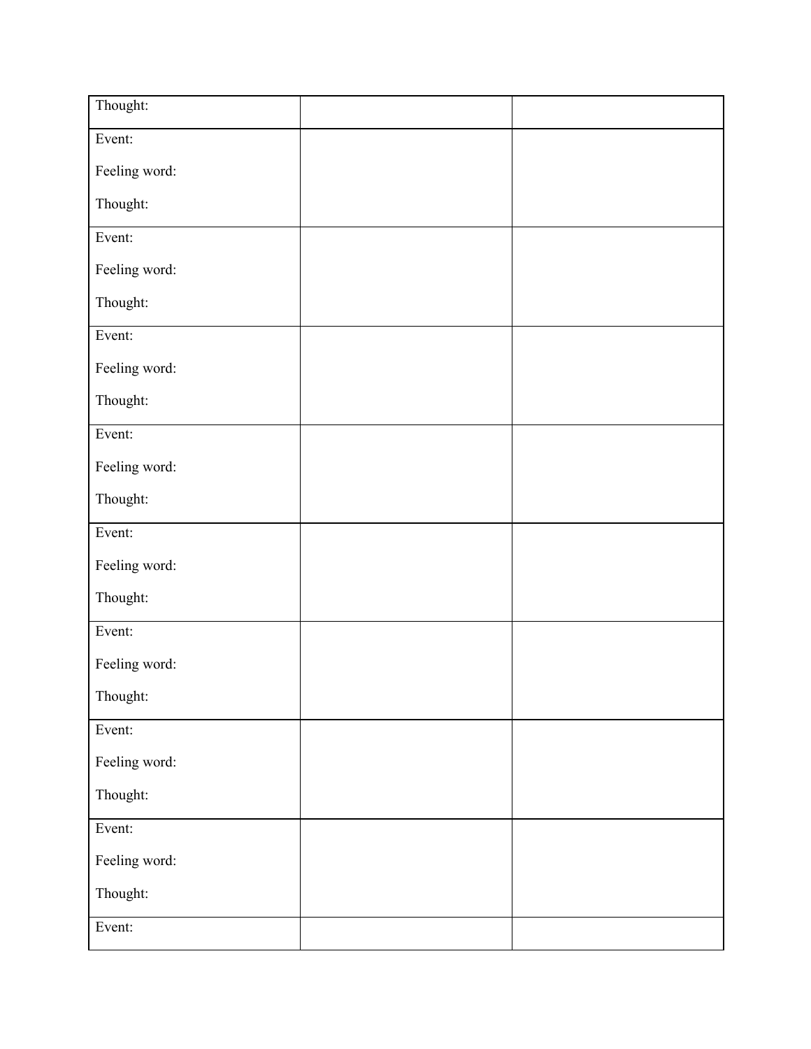| Thought: | | |
|---|---|---|
| Event:<br><br>Feeling word:<br><br>Thought: | | |
| Event:<br><br>Feeling word:<br><br>Thought: | | |
| Event:<br><br>Feeling word:<br><br>Thought: | | |
| Event:<br><br>Feeling word:<br><br>Thought: | | |
| Event:<br><br>Feeling word:<br><br>Thought: | | |
| Event:<br><br>Feeling word:<br><br>Thought: | | |
| Event:<br><br>Feeling word:<br><br>Thought: | | |
| Event:<br><br>Feeling word:<br><br>Thought: | | |
| Event: | | |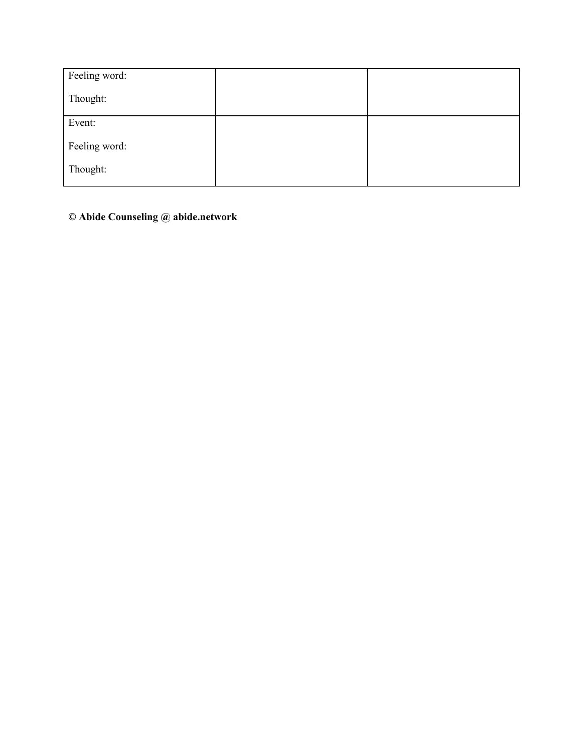| | | |
|---|---|---|
| Feeling word:<br><br>Thought: | | |
| Event:<br><br>Feeling word:<br><br>Thought: | | |

**© Abide Counseling @ abide.network**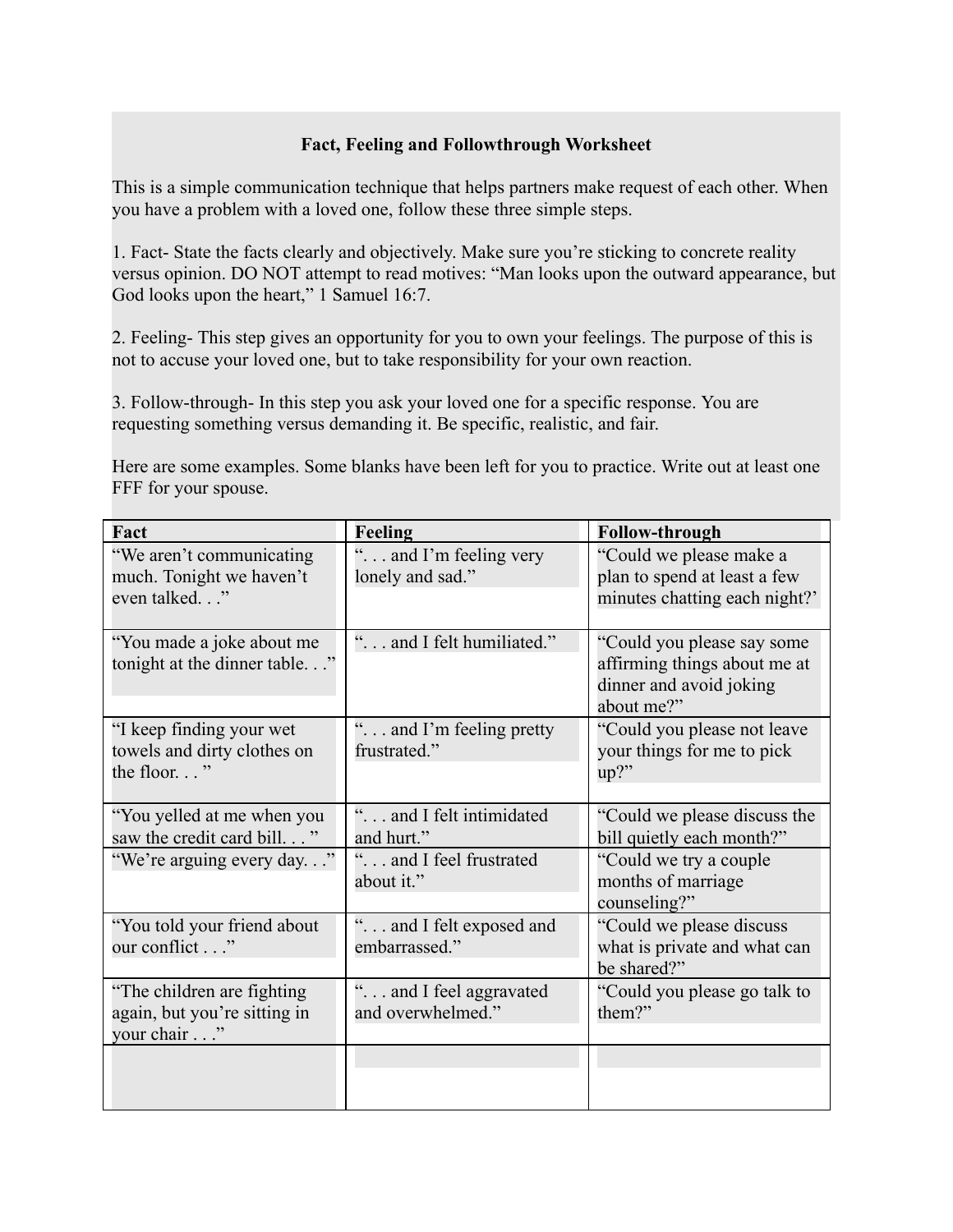## Fact, Feeling and Followthrough Worksheet

This is a simple communication technique that helps partners make request of each other. When you have a problem with a loved one, follow these three simple steps.

1. Fact- State the facts clearly and objectively. Make sure you're sticking to concrete reality versus opinion. DO NOT attempt to read motives: "Man looks upon the outward appearance, but God looks upon the heart," 1 Samuel 16:7.

2. Feeling- This step gives an opportunity for you to own your feelings. The purpose of this is not to accuse your loved one, but to take responsibility for your own reaction.

3. Follow-through- In this step you ask your loved one for a specific response. You are requesting something versus demanding it. Be specific, realistic, and fair.

Here are some examples. Some blanks have been left for you to practice. Write out at least one FFF for your spouse.

| Fact | Feeling | Follow-through |
|---|---|---|
| "We aren't communicating much. Tonight we haven't even talked. . ." | ". . . and I'm feeling very lonely and sad." | "Could we please make a plan to spend at least a few minutes chatting each night?' |
| "You made a joke about me tonight at the dinner table. . ." | ". . . and I felt humiliated." | "Could you please say some affirming things about me at dinner and avoid joking about me?" |
| "I keep finding your wet towels and dirty clothes on the floor. . . " | ". . . and I'm feeling pretty frustrated." | "Could you please not leave your things for me to pick up?" |
| "You yelled at me when you saw the credit card bill. . . " | ". . . and I felt intimidated and hurt." | "Could we please discuss the bill quietly each month?" |
| "We're arguing every day. . ." | ". . . and I feel frustrated about it." | "Could we try a couple months of marriage counseling?" |
| "You told your friend about our conflict . . ." | ". . . and I felt exposed and embarrassed." | "Could we please discuss what is private and what can be shared?" |
| "The children are fighting again, but you're sitting in your chair . . ." | ". . . and I feel aggravated and overwhelmed." | "Could you please go talk to them?" |
| | | |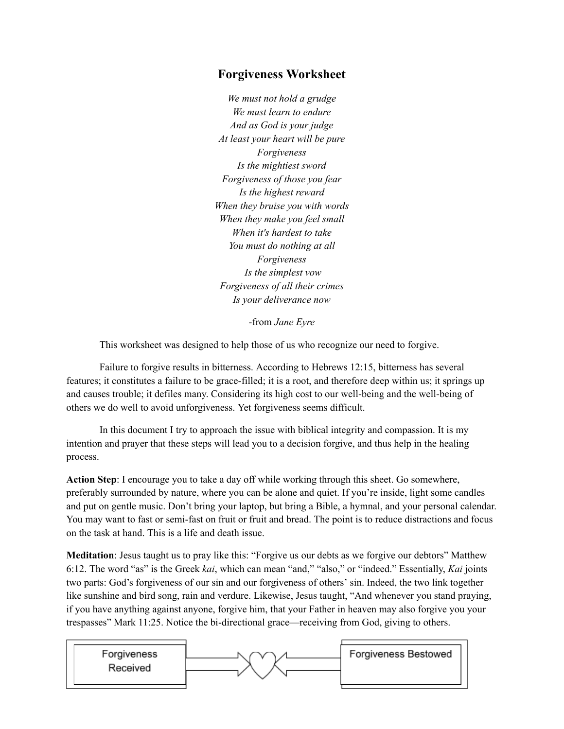# Forgiveness Worksheet

*We must not hold a grudge*
*We must learn to endure*
*And as God is your judge*
*At least your heart will be pure*
*Forgiveness*
*Is the mightiest sword*
*Forgiveness of those you fear*
*Is the highest reward*
*When they bruise you with words*
*When they make you feel small*
*When it's hardest to take*
*You must do nothing at all*
*Forgiveness*
*Is the simplest vow*
*Forgiveness of all their crimes*
*Is your deliverance now*

-from *Jane Eyre*

This worksheet was designed to help those of us who recognize our need to forgive.

Failure to forgive results in bitterness. According to Hebrews 12:15, bitterness has several features; it constitutes a failure to be grace-filled; it is a root, and therefore deep within us; it springs up and causes trouble; it defiles many. Considering its high cost to our well-being and the well-being of others we do well to avoid unforgiveness. Yet forgiveness seems difficult.

In this document I try to approach the issue with biblical integrity and compassion. It is my intention and prayer that these steps will lead you to a decision forgive, and thus help in the healing process.

**Action Step**: I encourage you to take a day off while working through this sheet. Go somewhere, preferably surrounded by nature, where you can be alone and quiet. If you're inside, light some candles and put on gentle music. Don't bring your laptop, but bring a Bible, a hymnal, and your personal calendar. You may want to fast or semi-fast on fruit or fruit and bread. The point is to reduce distractions and focus on the task at hand. This is a life and death issue.

**Meditation**: Jesus taught us to pray like this: "Forgive us our debts as we forgive our debtors" Matthew 6:12. The word "as" is the Greek *kai*, which can mean "and," "also," or "indeed." Essentially, *Kai* joints two parts: God's forgiveness of our sin and our forgiveness of others' sin. Indeed, the two link together like sunshine and bird song, rain and verdure. Likewise, Jesus taught, "And whenever you stand praying, if you have anything against anyone, forgive him, that your Father in heaven may also forgive you your trespasses" Mark 11:25. Notice the bi-directional grace—receiving from God, giving to others.

Forgiveness Received → ♡ ← Forgiveness Bestowed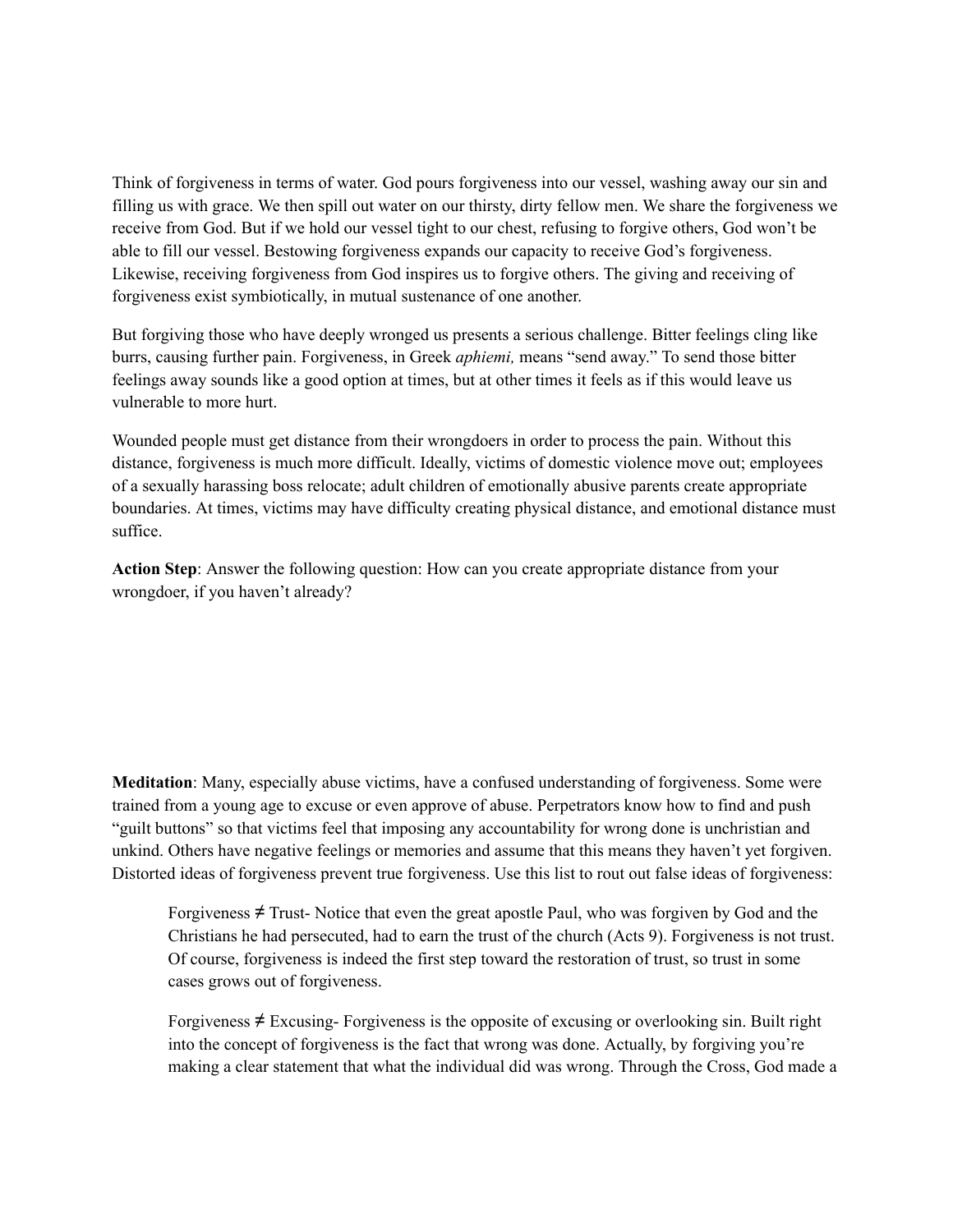Think of forgiveness in terms of water. God pours forgiveness into our vessel, washing away our sin and filling us with grace. We then spill out water on our thirsty, dirty fellow men. We share the forgiveness we receive from God. But if we hold our vessel tight to our chest, refusing to forgive others, God won't be able to fill our vessel. Bestowing forgiveness expands our capacity to receive God's forgiveness. Likewise, receiving forgiveness from God inspires us to forgive others. The giving and receiving of forgiveness exist symbiotically, in mutual sustenance of one another.

But forgiving those who have deeply wronged us presents a serious challenge. Bitter feelings cling like burrs, causing further pain. Forgiveness, in Greek *aphiemi,* means "send away." To send those bitter feelings away sounds like a good option at times, but at other times it feels as if this would leave us vulnerable to more hurt.

Wounded people must get distance from their wrongdoers in order to process the pain. Without this distance, forgiveness is much more difficult. Ideally, victims of domestic violence move out; employees of a sexually harassing boss relocate; adult children of emotionally abusive parents create appropriate boundaries. At times, victims may have difficulty creating physical distance, and emotional distance must suffice.

**Action Step**: Answer the following question: How can you create appropriate distance from your wrongdoer, if you haven't already?

**Meditation**: Many, especially abuse victims, have a confused understanding of forgiveness. Some were trained from a young age to excuse or even approve of abuse. Perpetrators know how to find and push "guilt buttons" so that victims feel that imposing any accountability for wrong done is unchristian and unkind. Others have negative feelings or memories and assume that this means they haven't yet forgiven. Distorted ideas of forgiveness prevent true forgiveness. Use this list to rout out false ideas of forgiveness:

> Forgiveness ≠ Trust- Notice that even the great apostle Paul, who was forgiven by God and the Christians he had persecuted, had to earn the trust of the church (Acts 9). Forgiveness is not trust. Of course, forgiveness is indeed the first step toward the restoration of trust, so trust in some cases grows out of forgiveness.
>
> Forgiveness ≠ Excusing- Forgiveness is the opposite of excusing or overlooking sin. Built right into the concept of forgiveness is the fact that wrong was done. Actually, by forgiving you're making a clear statement that what the individual did was wrong. Through the Cross, God made a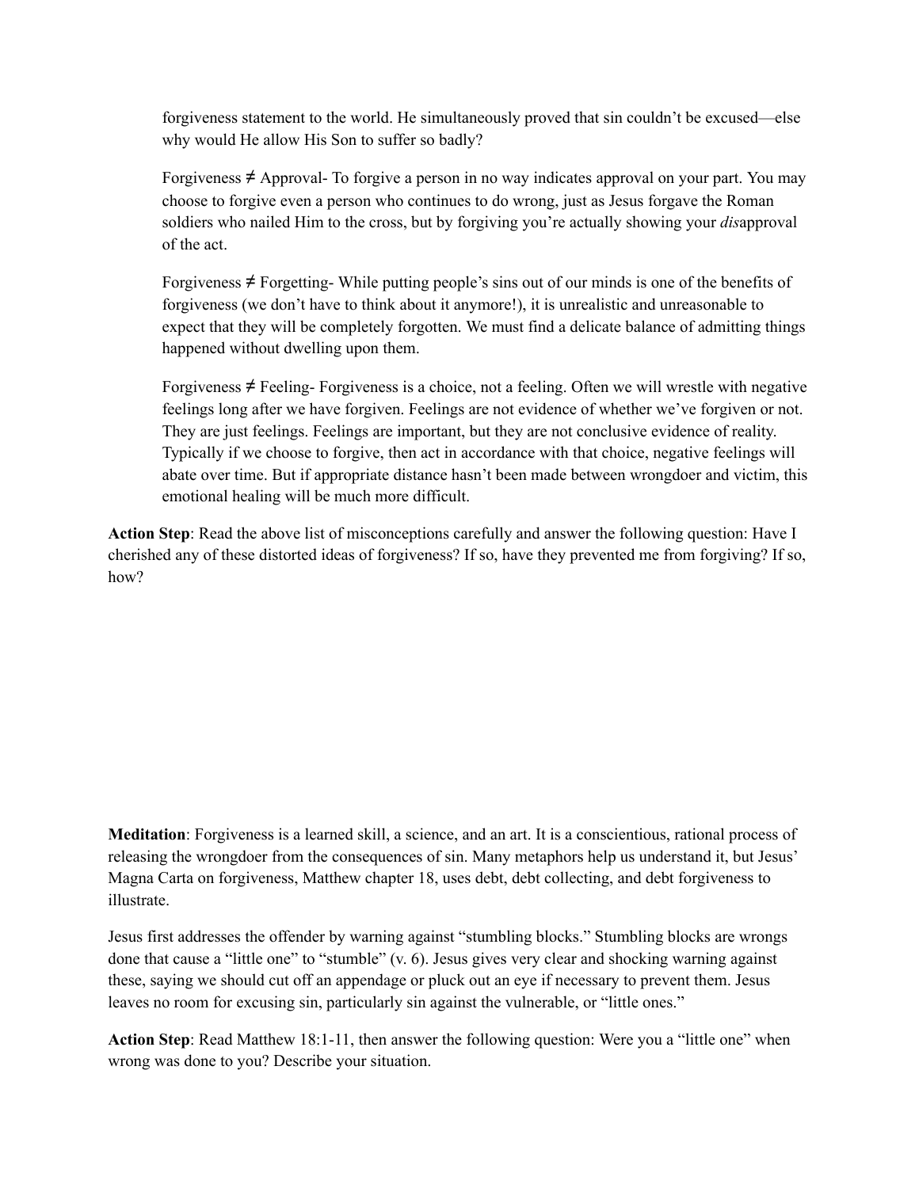forgiveness statement to the world. He simultaneously proved that sin couldn't be excused—else why would He allow His Son to suffer so badly?

Forgiveness ≠ Approval- To forgive a person in no way indicates approval on your part. You may choose to forgive even a person who continues to do wrong, just as Jesus forgave the Roman soldiers who nailed Him to the cross, but by forgiving you're actually showing your *dis*approval of the act.

Forgiveness ≠ Forgetting- While putting people's sins out of our minds is one of the benefits of forgiveness (we don't have to think about it anymore!), it is unrealistic and unreasonable to expect that they will be completely forgotten. We must find a delicate balance of admitting things happened without dwelling upon them.

Forgiveness ≠ Feeling- Forgiveness is a choice, not a feeling. Often we will wrestle with negative feelings long after we have forgiven. Feelings are not evidence of whether we've forgiven or not. They are just feelings. Feelings are important, but they are not conclusive evidence of reality. Typically if we choose to forgive, then act in accordance with that choice, negative feelings will abate over time. But if appropriate distance hasn't been made between wrongdoer and victim, this emotional healing will be much more difficult.

**Action Step**: Read the above list of misconceptions carefully and answer the following question: Have I cherished any of these distorted ideas of forgiveness? If so, have they prevented me from forgiving? If so, how?

**Meditation**: Forgiveness is a learned skill, a science, and an art. It is a conscientious, rational process of releasing the wrongdoer from the consequences of sin. Many metaphors help us understand it, but Jesus' Magna Carta on forgiveness, Matthew chapter 18, uses debt, debt collecting, and debt forgiveness to illustrate.

Jesus first addresses the offender by warning against "stumbling blocks." Stumbling blocks are wrongs done that cause a "little one" to "stumble" (v. 6). Jesus gives very clear and shocking warning against these, saying we should cut off an appendage or pluck out an eye if necessary to prevent them. Jesus leaves no room for excusing sin, particularly sin against the vulnerable, or "little ones."

**Action Step**: Read Matthew 18:1-11, then answer the following question: Were you a "little one" when wrong was done to you? Describe your situation.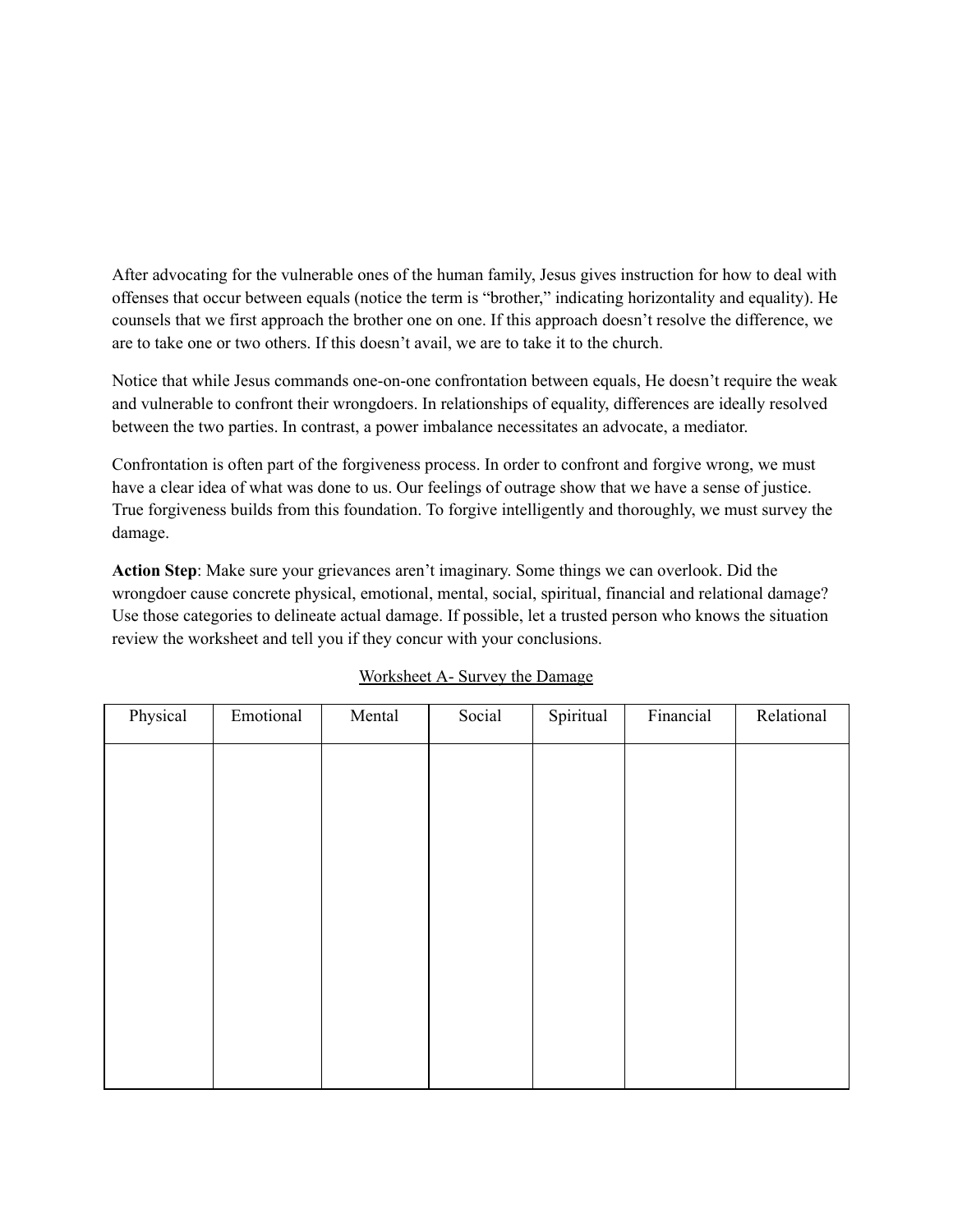After advocating for the vulnerable ones of the human family, Jesus gives instruction for how to deal with offenses that occur between equals (notice the term is "brother," indicating horizontality and equality). He counsels that we first approach the brother one on one. If this approach doesn't resolve the difference, we are to take one or two others. If this doesn't avail, we are to take it to the church.

Notice that while Jesus commands one-on-one confrontation between equals, He doesn't require the weak and vulnerable to confront their wrongdoers. In relationships of equality, differences are ideally resolved between the two parties. In contrast, a power imbalance necessitates an advocate, a mediator.

Confrontation is often part of the forgiveness process. In order to confront and forgive wrong, we must have a clear idea of what was done to us. Our feelings of outrage show that we have a sense of justice. True forgiveness builds from this foundation. To forgive intelligently and thoroughly, we must survey the damage.

**Action Step**: Make sure your grievances aren't imaginary. Some things we can overlook. Did the wrongdoer cause concrete physical, emotional, mental, social, spiritual, financial and relational damage? Use those categories to delineate actual damage. If possible, let a trusted person who knows the situation review the worksheet and tell you if they concur with your conclusions.

Worksheet A- Survey the Damage

| Physical | Emotional | Mental | Social | Spiritual | Financial | Relational |
|---|---|---|---|---|---|---|
| | | | | | | |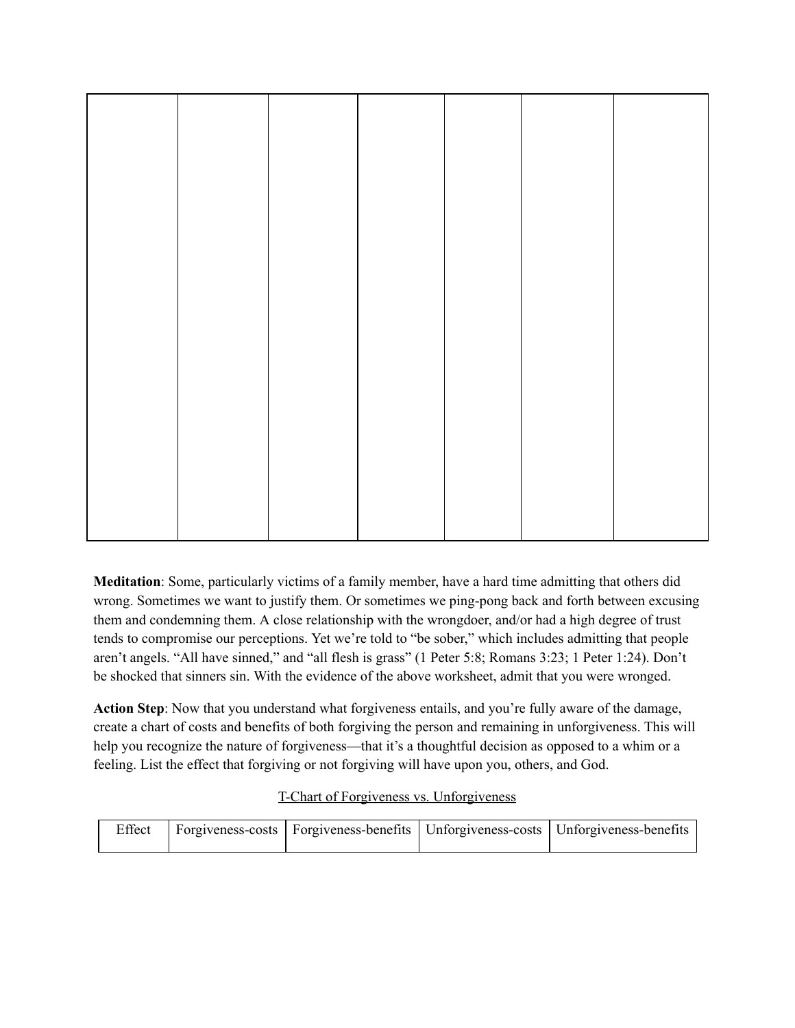| | | | | | | |
|---|---|---|---|---|---|---|
| | | | | | | |

**Meditation**: Some, particularly victims of a family member, have a hard time admitting that others did wrong. Sometimes we want to justify them. Or sometimes we ping-pong back and forth between excusing them and condemning them. A close relationship with the wrongdoer, and/or had a high degree of trust tends to compromise our perceptions. Yet we're told to "be sober," which includes admitting that people aren't angels. "All have sinned," and "all flesh is grass" (1 Peter 5:8; Romans 3:23; 1 Peter 1:24). Don't be shocked that sinners sin. With the evidence of the above worksheet, admit that you were wronged.

**Action Step**: Now that you understand what forgiveness entails, and you're fully aware of the damage, create a chart of costs and benefits of both forgiving the person and remaining in unforgiveness. This will help you recognize the nature of forgiveness—that it's a thoughtful decision as opposed to a whim or a feeling. List the effect that forgiving or not forgiving will have upon you, others, and God.

<u>T-Chart of Forgiveness vs. Unforgiveness</u>

| Effect | Forgiveness-costs | Forgiveness-benefits | Unforgiveness-costs | Unforgiveness-benefits |
|---|---|---|---|---|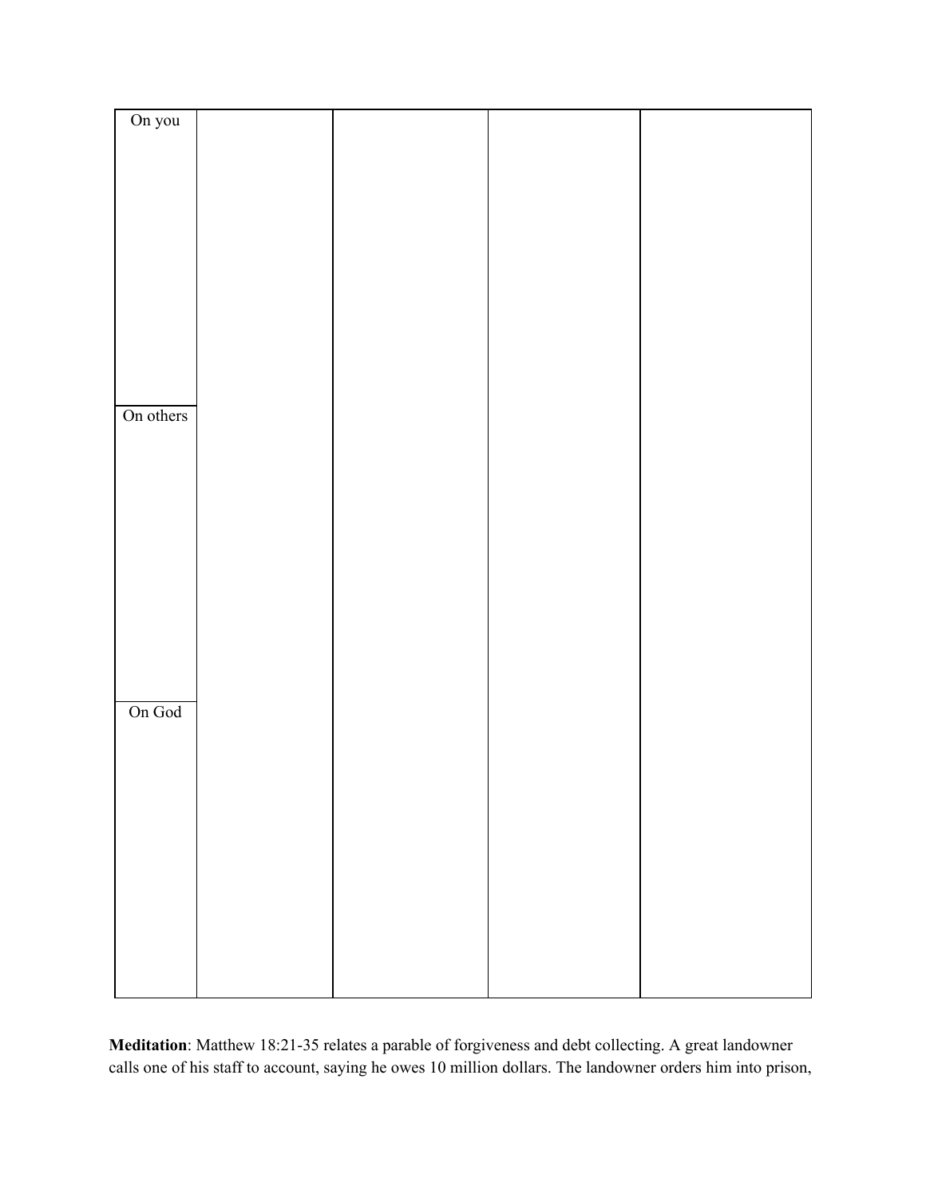| | | | | |
|---|---|---|---|---|
| On you | | | | |
| On others | | | | |
| On God | | | | |

**Meditation**: Matthew 18:21-35 relates a parable of forgiveness and debt collecting. A great landowner calls one of his staff to account, saying he owes 10 million dollars. The landowner orders him into prison,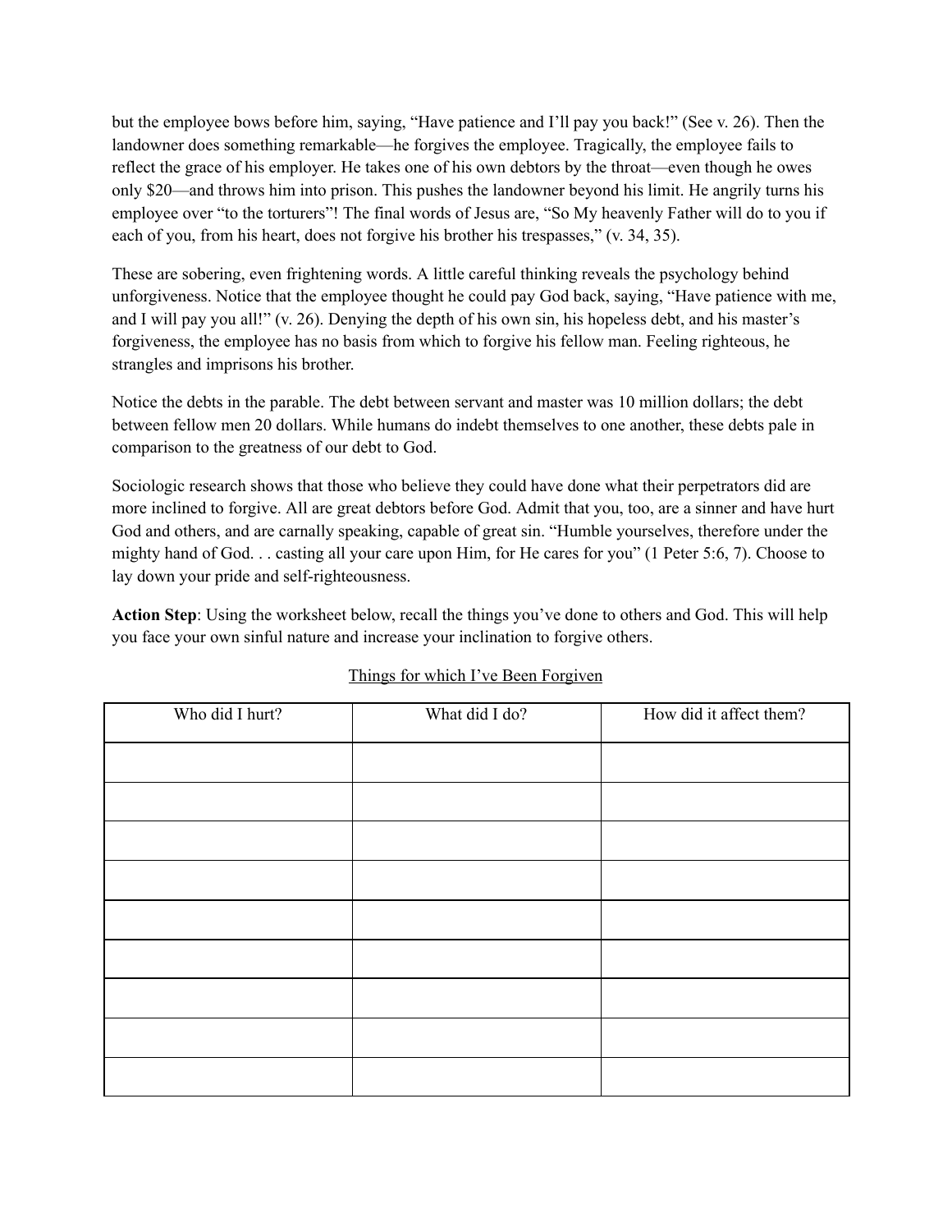but the employee bows before him, saying, "Have patience and I'll pay you back!" (See v. 26). Then the landowner does something remarkable—he forgives the employee. Tragically, the employee fails to reflect the grace of his employer. He takes one of his own debtors by the throat—even though he owes only $20—and throws him into prison. This pushes the landowner beyond his limit. He angrily turns his employee over "to the torturers"! The final words of Jesus are, "So My heavenly Father will do to you if each of you, from his heart, does not forgive his brother his trespasses," (v. 34, 35).

These are sobering, even frightening words. A little careful thinking reveals the psychology behind unforgiveness. Notice that the employee thought he could pay God back, saying, "Have patience with me, and I will pay you all!" (v. 26). Denying the depth of his own sin, his hopeless debt, and his master's forgiveness, the employee has no basis from which to forgive his fellow man. Feeling righteous, he strangles and imprisons his brother.

Notice the debts in the parable. The debt between servant and master was 10 million dollars; the debt between fellow men 20 dollars. While humans do indebt themselves to one another, these debts pale in comparison to the greatness of our debt to God.

Sociologic research shows that those who believe they could have done what their perpetrators did are more inclined to forgive. All are great debtors before God. Admit that you, too, are a sinner and have hurt God and others, and are carnally speaking, capable of great sin. "Humble yourselves, therefore under the mighty hand of God. . . casting all your care upon Him, for He cares for you" (1 Peter 5:6, 7). Choose to lay down your pride and self-righteousness.

**Action Step**: Using the worksheet below, recall the things you've done to others and God. This will help you face your own sinful nature and increase your inclination to forgive others.

<u>Things for which I've Been Forgiven</u>

| Who did I hurt? | What did I do? | How did it affect them? |
|---|---|---|
| | | |
| | | |
| | | |
| | | |
| | | |
| | | |
| | | |
| | | |
| | | |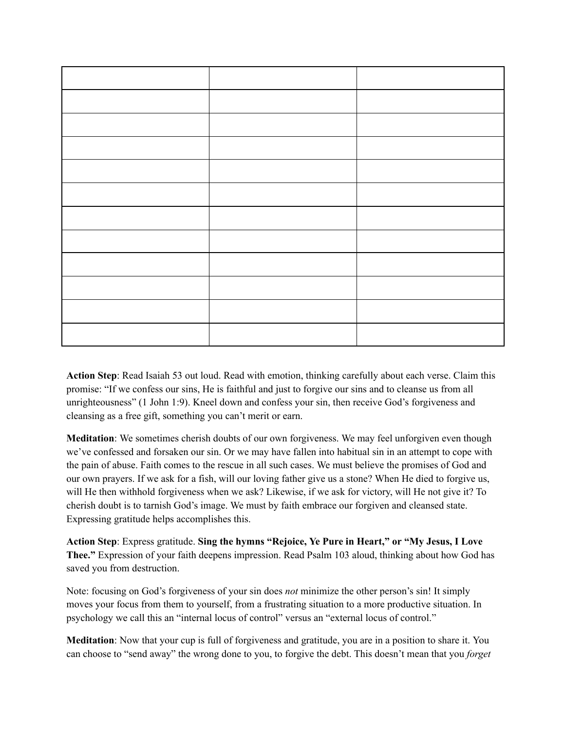| | | |
|---|---|---|
| | | |
| | | |
| | | |
| | | |
| | | |
| | | |
| | | |
| | | |
| | | |
| | | |
| | | |

**Action Step**: Read Isaiah 53 out loud. Read with emotion, thinking carefully about each verse. Claim this promise: "If we confess our sins, He is faithful and just to forgive our sins and to cleanse us from all unrighteousness" (1 John 1:9). Kneel down and confess your sin, then receive God's forgiveness and cleansing as a free gift, something you can't merit or earn.

**Meditation**: We sometimes cherish doubts of our own forgiveness. We may feel unforgiven even though we've confessed and forsaken our sin. Or we may have fallen into habitual sin in an attempt to cope with the pain of abuse. Faith comes to the rescue in all such cases. We must believe the promises of God and our own prayers. If we ask for a fish, will our loving father give us a stone? When He died to forgive us, will He then withhold forgiveness when we ask? Likewise, if we ask for victory, will He not give it? To cherish doubt is to tarnish God's image. We must by faith embrace our forgiven and cleansed state. Expressing gratitude helps accomplishes this.

**Action Step**: Express gratitude. **Sing the hymns "Rejoice, Ye Pure in Heart," or "My Jesus, I Love Thee."** Expression of your faith deepens impression. Read Psalm 103 aloud, thinking about how God has saved you from destruction.

Note: focusing on God's forgiveness of your sin does *not* minimize the other person's sin! It simply moves your focus from them to yourself, from a frustrating situation to a more productive situation. In psychology we call this an "internal locus of control" versus an "external locus of control."

**Meditation**: Now that your cup is full of forgiveness and gratitude, you are in a position to share it. You can choose to "send away" the wrong done to you, to forgive the debt. This doesn't mean that you *forget*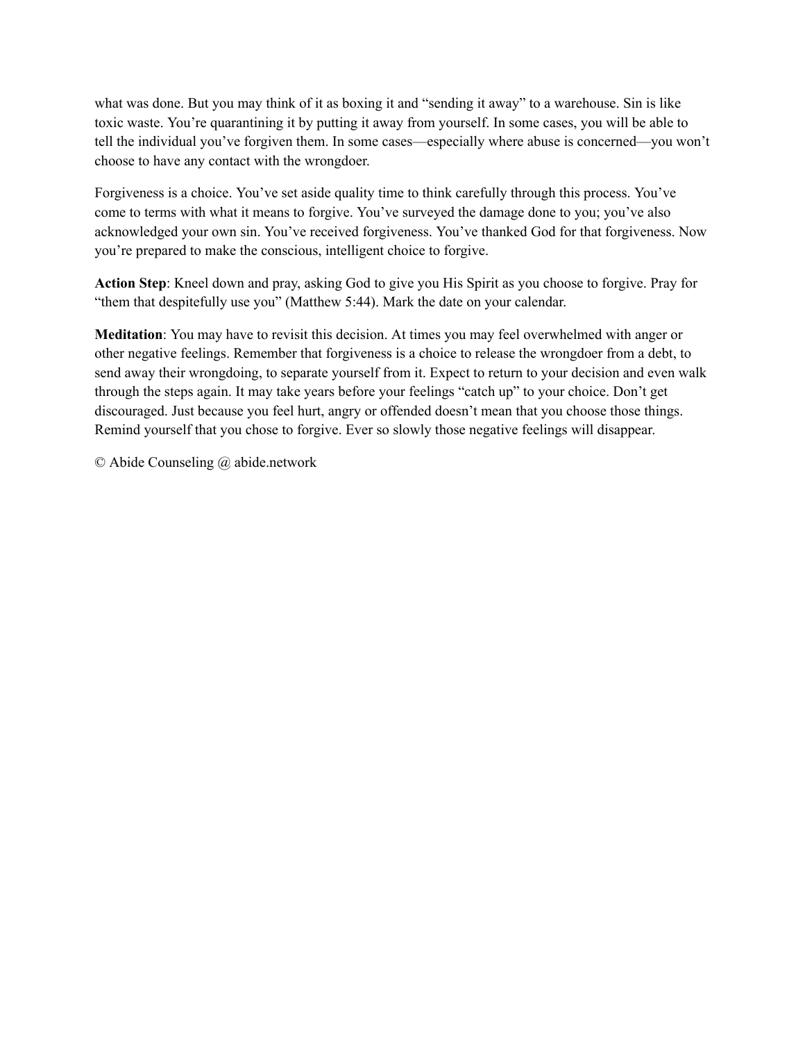what was done. But you may think of it as boxing it and “sending it away” to a warehouse. Sin is like toxic waste. You’re quarantining it by putting it away from yourself. In some cases, you will be able to tell the individual you’ve forgiven them. In some cases—especially where abuse is concerned—you won’t choose to have any contact with the wrongdoer.

Forgiveness is a choice. You’ve set aside quality time to think carefully through this process. You’ve come to terms with what it means to forgive. You’ve surveyed the damage done to you; you’ve also acknowledged your own sin. You’ve received forgiveness. You’ve thanked God for that forgiveness. Now you’re prepared to make the conscious, intelligent choice to forgive.

**Action Step**: Kneel down and pray, asking God to give you His Spirit as you choose to forgive. Pray for “them that despitefully use you” (Matthew 5:44). Mark the date on your calendar.

**Meditation**: You may have to revisit this decision. At times you may feel overwhelmed with anger or other negative feelings. Remember that forgiveness is a choice to release the wrongdoer from a debt, to send away their wrongdoing, to separate yourself from it. Expect to return to your decision and even walk through the steps again. It may take years before your feelings “catch up” to your choice. Don’t get discouraged. Just because you feel hurt, angry or offended doesn’t mean that you choose those things. Remind yourself that you chose to forgive. Ever so slowly those negative feelings will disappear.

© Abide Counseling @ abide.network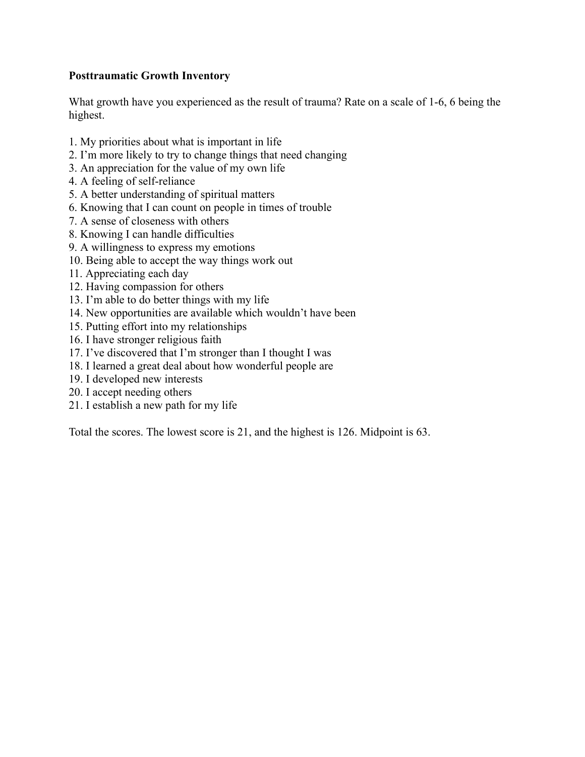**Posttraumatic Growth Inventory**

What growth have you experienced as the result of trauma? Rate on a scale of 1-6, 6 being the highest.

1. My priorities about what is important in life
2. I'm more likely to try to change things that need changing
3. An appreciation for the value of my own life
4. A feeling of self-reliance
5. A better understanding of spiritual matters
6. Knowing that I can count on people in times of trouble
7. A sense of closeness with others
8. Knowing I can handle difficulties
9. A willingness to express my emotions
10. Being able to accept the way things work out
11. Appreciating each day
12. Having compassion for others
13. I'm able to do better things with my life
14. New opportunities are available which wouldn't have been
15. Putting effort into my relationships
16. I have stronger religious faith
17. I've discovered that I'm stronger than I thought I was
18. I learned a great deal about how wonderful people are
19. I developed new interests
20. I accept needing others
21. I establish a new path for my life

Total the scores. The lowest score is 21, and the highest is 126. Midpoint is 63.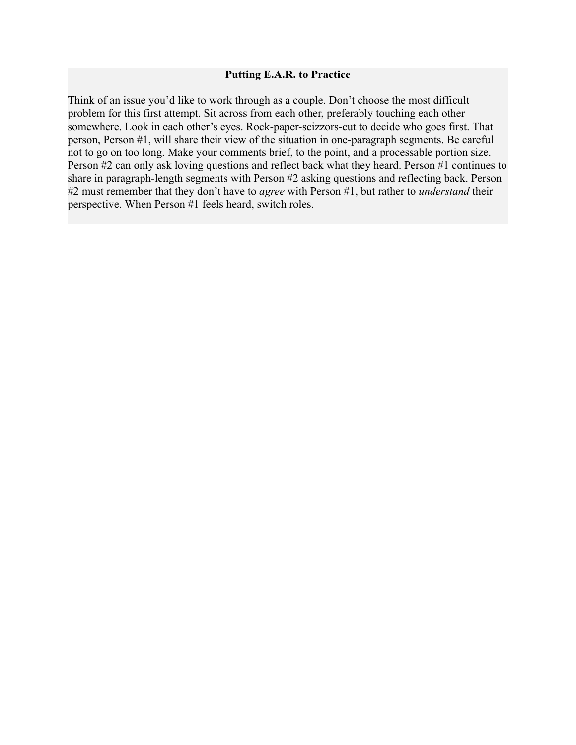**Putting E.A.R. to Practice**

Think of an issue you'd like to work through as a couple. Don't choose the most difficult problem for this first attempt. Sit across from each other, preferably touching each other somewhere. Look in each other's eyes. Rock-paper-scizzors-cut to decide who goes first. That person, Person #1, will share their view of the situation in one-paragraph segments. Be careful not to go on too long. Make your comments brief, to the point, and a processable portion size. Person #2 can only ask loving questions and reflect back what they heard. Person #1 continues to share in paragraph-length segments with Person #2 asking questions and reflecting back. Person #2 must remember that they don't have to *agree* with Person #1, but rather to *understand* their perspective. When Person #1 feels heard, switch roles.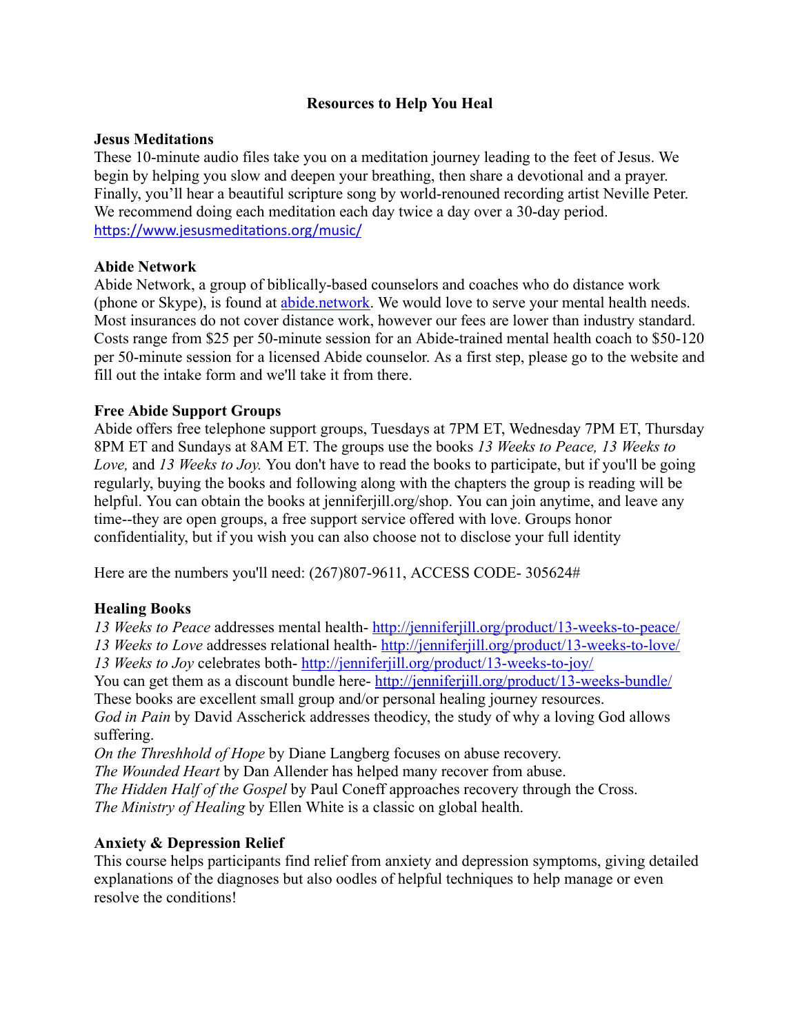# Resources to Help You Heal

**Jesus Meditations**
These 10-minute audio files take you on a meditation journey leading to the feet of Jesus. We begin by helping you slow and deepen your breathing, then share a devotional and a prayer. Finally, you'll hear a beautiful scripture song by world-renouned recording artist Neville Peter. We recommend doing each meditation each day twice a day over a 30-day period.
https://www.jesusmeditations.org/music/

**Abide Network**
Abide Network, a group of biblically-based counselors and coaches who do distance work (phone or Skype), is found at abide.network. We would love to serve your mental health needs. Most insurances do not cover distance work, however our fees are lower than industry standard. Costs range from $25 per 50-minute session for an Abide-trained mental health coach to $50-120 per 50-minute session for a licensed Abide counselor. As a first step, please go to the website and fill out the intake form and we'll take it from there.

**Free Abide Support Groups**
Abide offers free telephone support groups, Tuesdays at 7PM ET, Wednesday 7PM ET, Thursday 8PM ET and Sundays at 8AM ET. The groups use the books *13 Weeks to Peace, 13 Weeks to Love,* and *13 Weeks to Joy.* You don't have to read the books to participate, but if you'll be going regularly, buying the books and following along with the chapters the group is reading will be helpful. You can obtain the books at jenniferjill.org/shop. You can join anytime, and leave any time--they are open groups, a free support service offered with love. Groups honor confidentiality, but if you wish you can also choose not to disclose your full identity

Here are the numbers you'll need: (267)807-9611, ACCESS CODE- 305624#

**Healing Books**
*13 Weeks to Peace* addresses mental health- http://jenniferjill.org/product/13-weeks-to-peace/
*13 Weeks to Love* addresses relational health- http://jenniferjill.org/product/13-weeks-to-love/
*13 Weeks to Joy* celebrates both- http://jenniferjill.org/product/13-weeks-to-joy/
You can get them as a discount bundle here- http://jenniferjill.org/product/13-weeks-bundle/
These books are excellent small group and/or personal healing journey resources.
*God in Pain* by David Asscherick addresses theodicy, the study of why a loving God allows suffering.
*On the Threshhold of Hope* by Diane Langberg focuses on abuse recovery.
*The Wounded Heart* by Dan Allender has helped many recover from abuse.
*The Hidden Half of the Gospel* by Paul Coneff approaches recovery through the Cross.
*The Ministry of Healing* by Ellen White is a classic on global health.

**Anxiety & Depression Relief**
This course helps participants find relief from anxiety and depression symptoms, giving detailed explanations of the diagnoses but also oodles of helpful techniques to help manage or even resolve the conditions!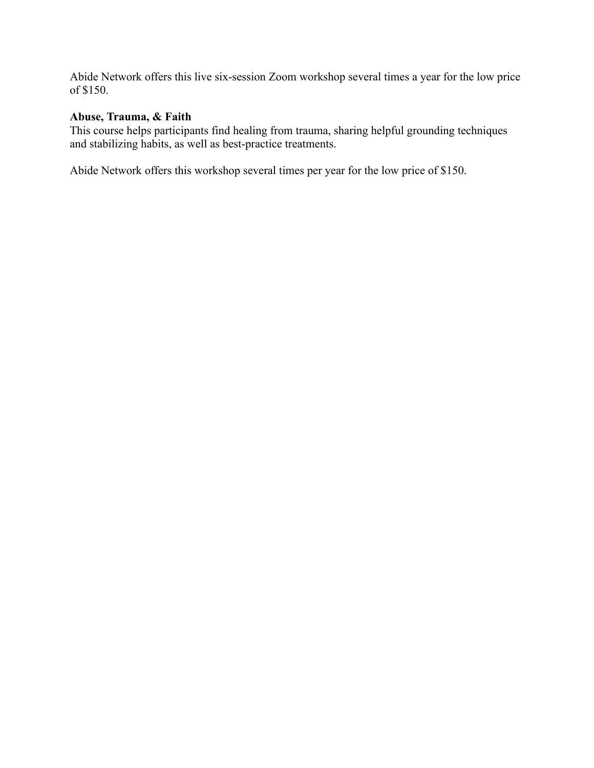Abide Network offers this live six-session Zoom workshop several times a year for the low price of $150.

**Abuse, Trauma, & Faith**
This course helps participants find healing from trauma, sharing helpful grounding techniques and stabilizing habits, as well as best-practice treatments.

Abide Network offers this workshop several times per year for the low price of $150.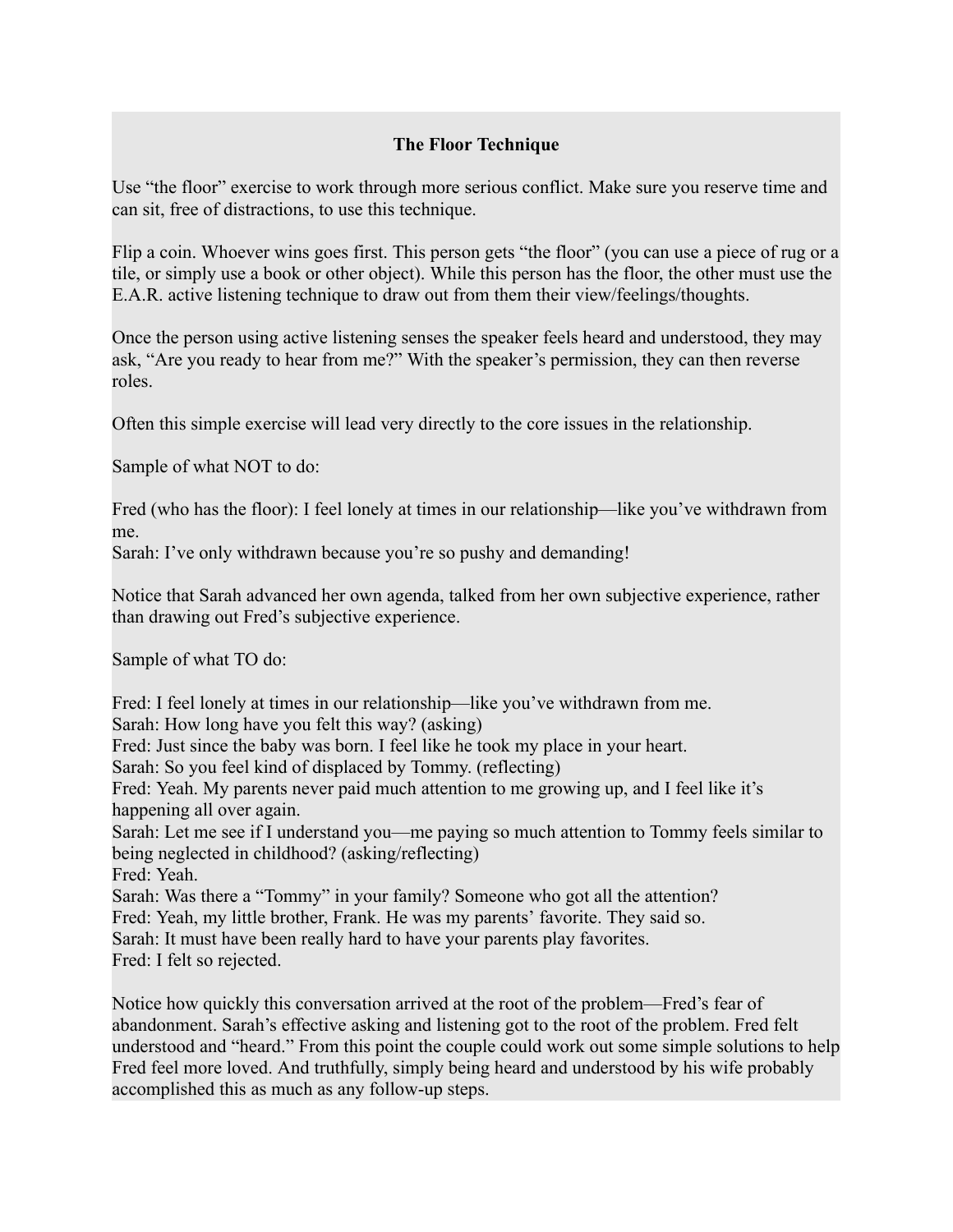### The Floor Technique

Use "the floor" exercise to work through more serious conflict. Make sure you reserve time and can sit, free of distractions, to use this technique.

Flip a coin. Whoever wins goes first. This person gets "the floor" (you can use a piece of rug or a tile, or simply use a book or other object). While this person has the floor, the other must use the E.A.R. active listening technique to draw out from them their view/feelings/thoughts.

Once the person using active listening senses the speaker feels heard and understood, they may ask, "Are you ready to hear from me?" With the speaker's permission, they can then reverse roles.

Often this simple exercise will lead very directly to the core issues in the relationship.

Sample of what NOT to do:

Fred (who has the floor): I feel lonely at times in our relationship—like you've withdrawn from me.
Sarah: I've only withdrawn because you're so pushy and demanding!

Notice that Sarah advanced her own agenda, talked from her own subjective experience, rather than drawing out Fred's subjective experience.

Sample of what TO do:

Fred: I feel lonely at times in our relationship—like you've withdrawn from me.
Sarah: How long have you felt this way? (asking)
Fred: Just since the baby was born. I feel like he took my place in your heart.
Sarah: So you feel kind of displaced by Tommy. (reflecting)
Fred: Yeah. My parents never paid much attention to me growing up, and I feel like it's happening all over again.
Sarah: Let me see if I understand you—me paying so much attention to Tommy feels similar to being neglected in childhood? (asking/reflecting)
Fred: Yeah.
Sarah: Was there a "Tommy" in your family? Someone who got all the attention?
Fred: Yeah, my little brother, Frank. He was my parents' favorite. They said so.
Sarah: It must have been really hard to have your parents play favorites.
Fred: I felt so rejected.

Notice how quickly this conversation arrived at the root of the problem—Fred's fear of abandonment. Sarah's effective asking and listening got to the root of the problem. Fred felt understood and "heard." From this point the couple could work out some simple solutions to help Fred feel more loved. And truthfully, simply being heard and understood by his wife probably accomplished this as much as any follow-up steps.